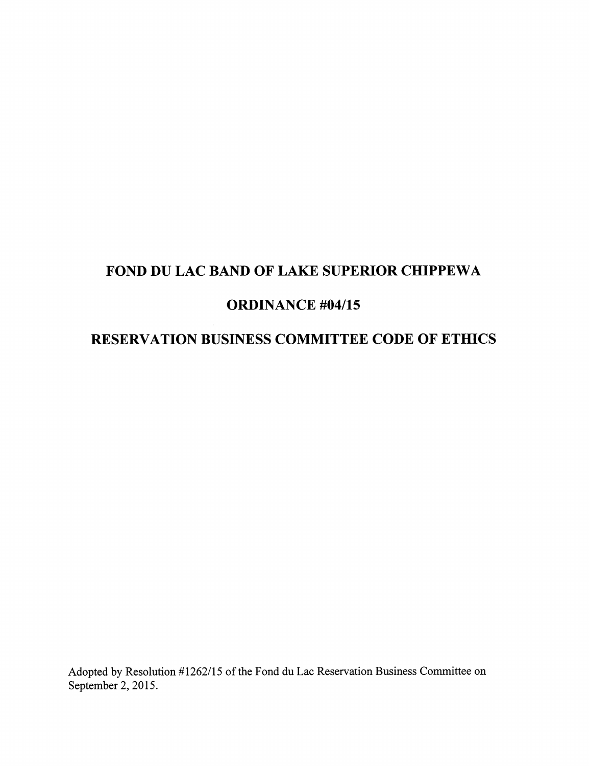# FOND DU LAC BAND OF LAKE SUPERIOR CHIPPEWA

# ORDINANCE #04/15

# RESERVATION BUSINESS COMMITTEE CODE OF ETHICS

Adopted by Resolution #1262/15 of the Fond du Lac Reservation Business Committee on September 2, 2015.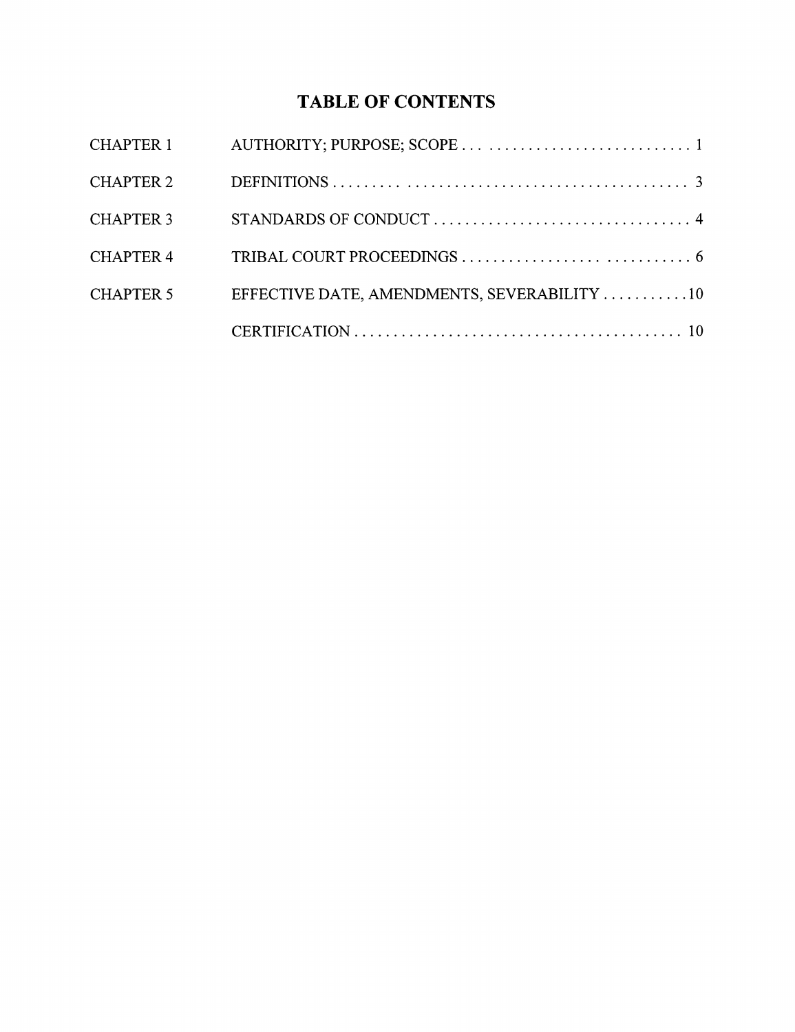# TABLE OF CONTENTS

| | | |
|---|---|---|
| CHAPTER 1 | AUTHORITY; PURPOSE; SCOPE | 1 |
| CHAPTER 2 | DEFINITIONS | 3 |
| CHAPTER 3 | STANDARDS OF CONDUCT | 4 |
| CHAPTER 4 | TRIBAL COURT PROCEEDINGS | 6 |
| CHAPTER 5 | EFFECTIVE DATE, AMENDMENTS, SEVERABILITY | 10 |
| | CERTIFICATION | 10 |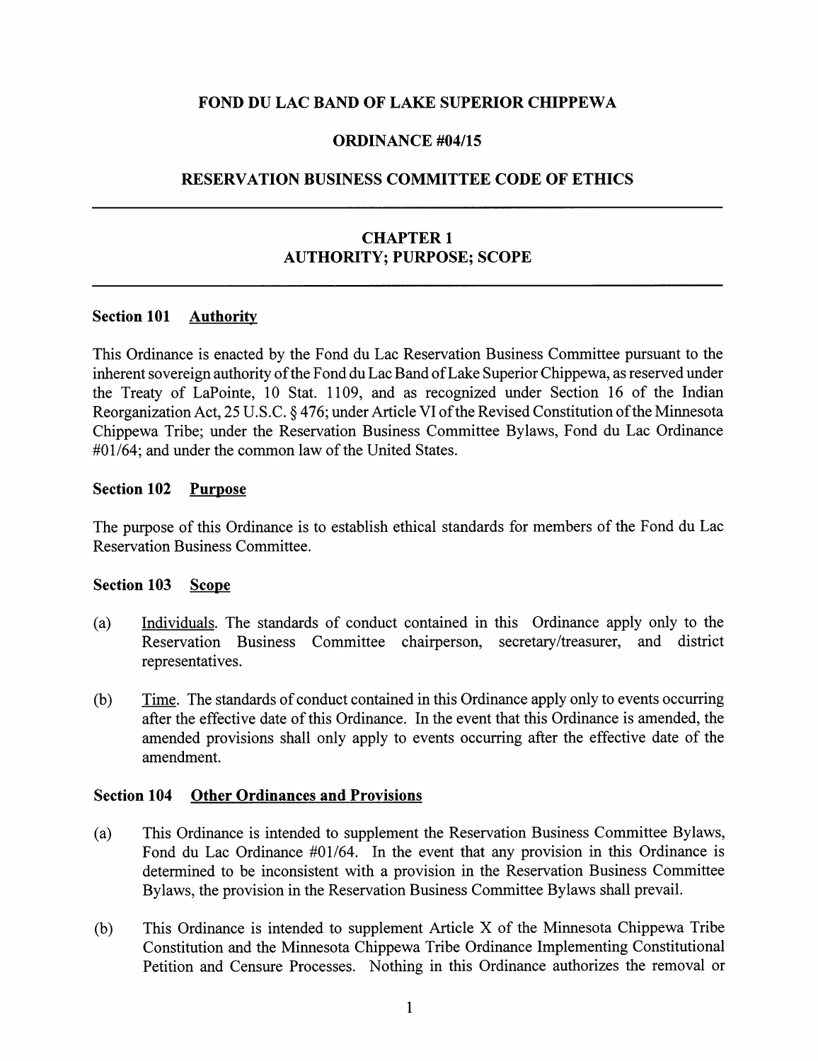# FOND DU LAC BAND OF LAKE SUPERIOR CHIPPEWA

## ORDINANCE #04/15

## RESERVATION BUSINESS COMMITTEE CODE OF ETHICS

---

## CHAPTER 1
## AUTHORITY; PURPOSE; SCOPE

---

**Section 101** <u>Authority</u>

This Ordinance is enacted by the Fond du Lac Reservation Business Committee pursuant to the inherent sovereign authority of the Fond du Lac Band of Lake Superior Chippewa, as reserved under the Treaty of LaPointe, 10 Stat. 1109, and as recognized under Section 16 of the Indian Reorganization Act, 25 U.S.C. § 476; under Article VI of the Revised Constitution of the Minnesota Chippewa Tribe; under the Reservation Business Committee Bylaws, Fond du Lac Ordinance #01/64; and under the common law of the United States.

**Section 102** <u>Purpose</u>

The purpose of this Ordinance is to establish ethical standards for members of the Fond du Lac Reservation Business Committee.

**Section 103** <u>Scope</u>

(a) <u>Individuals</u>. The standards of conduct contained in this Ordinance apply only to the Reservation Business Committee chairperson, secretary/treasurer, and district representatives.

(b) <u>Time</u>. The standards of conduct contained in this Ordinance apply only to events occurring after the effective date of this Ordinance. In the event that this Ordinance is amended, the amended provisions shall only apply to events occurring after the effective date of the amendment.

**Section 104** <u>Other Ordinances and Provisions</u>

(a) This Ordinance is intended to supplement the Reservation Business Committee Bylaws, Fond du Lac Ordinance #01/64. In the event that any provision in this Ordinance is determined to be inconsistent with a provision in the Reservation Business Committee Bylaws, the provision in the Reservation Business Committee Bylaws shall prevail.

(b) This Ordinance is intended to supplement Article X of the Minnesota Chippewa Tribe Constitution and the Minnesota Chippewa Tribe Ordinance Implementing Constitutional Petition and Censure Processes. Nothing in this Ordinance authorizes the removal or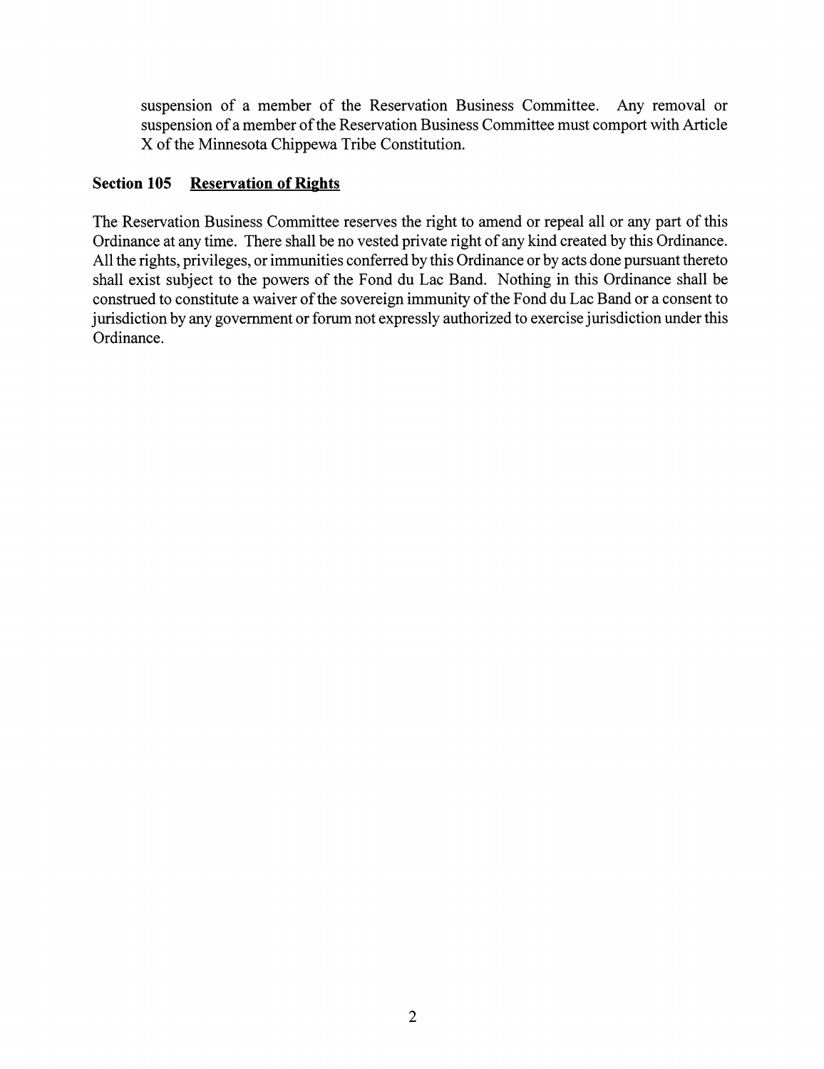suspension of a member of the Reservation Business Committee. Any removal or suspension of a member of the Reservation Business Committee must comport with Article X of the Minnesota Chippewa Tribe Constitution.

### Section 105 Reservation of Rights

The Reservation Business Committee reserves the right to amend or repeal all or any part of this Ordinance at any time. There shall be no vested private right of any kind created by this Ordinance. All the rights, privileges, or immunities conferred by this Ordinance or by acts done pursuant thereto shall exist subject to the powers of the Fond du Lac Band. Nothing in this Ordinance shall be construed to constitute a waiver of the sovereign immunity of the Fond du Lac Band or a consent to jurisdiction by any government or forum not expressly authorized to exercise jurisdiction under this Ordinance.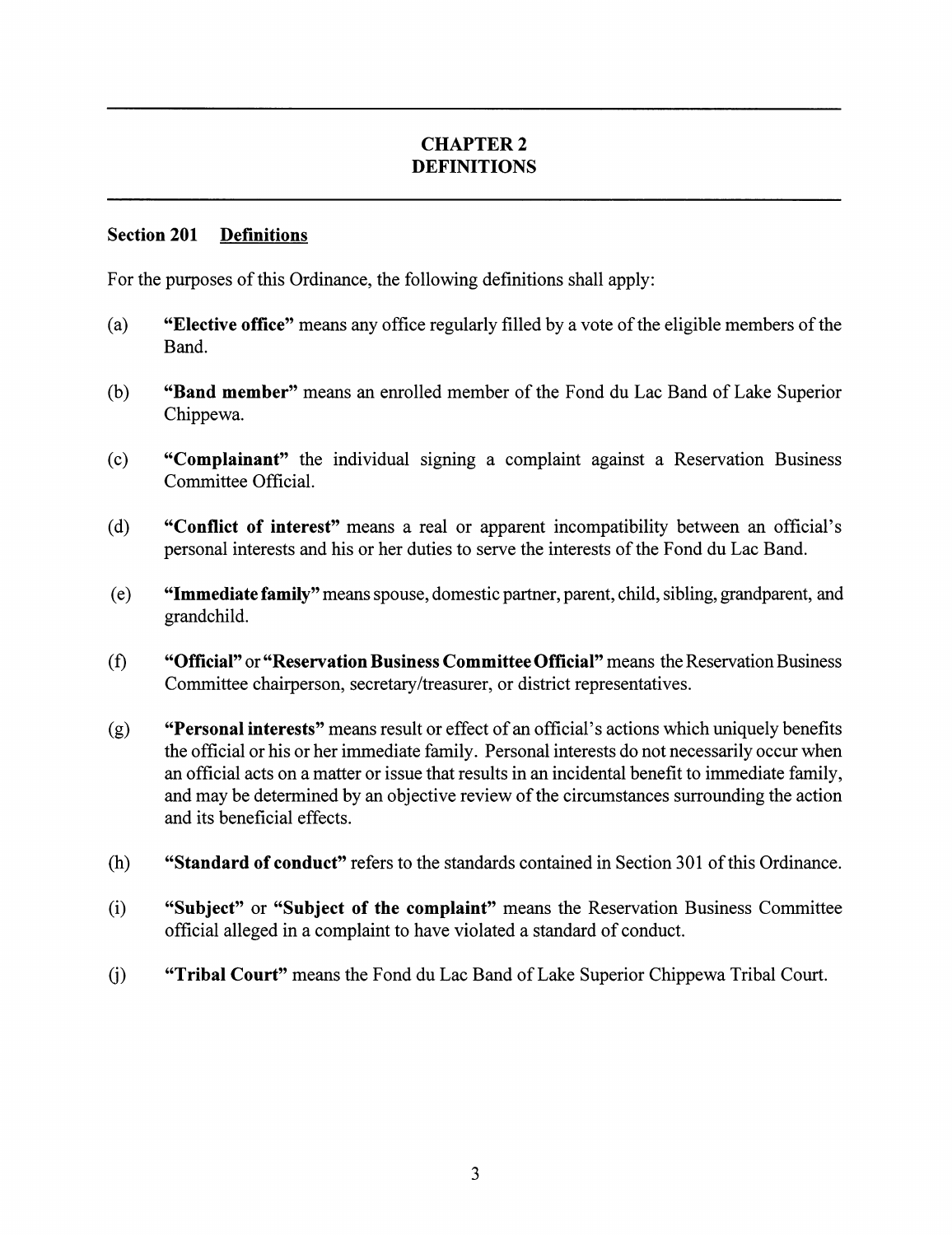## CHAPTER 2
## DEFINITIONS

### Section 201 Definitions

For the purposes of this Ordinance, the following definitions shall apply:

(a) **"Elective office"** means any office regularly filled by a vote of the eligible members of the Band.

(b) **"Band member"** means an enrolled member of the Fond du Lac Band of Lake Superior Chippewa.

(c) **"Complainant"** the individual signing a complaint against a Reservation Business Committee Official.

(d) **"Conflict of interest"** means a real or apparent incompatibility between an official's personal interests and his or her duties to serve the interests of the Fond du Lac Band.

(e) **"Immediate family"** means spouse, domestic partner, parent, child, sibling, grandparent, and grandchild.

(f) **"Official"** or **"Reservation Business Committee Official"** means the Reservation Business Committee chairperson, secretary/treasurer, or district representatives.

(g) **"Personal interests"** means result or effect of an official's actions which uniquely benefits the official or his or her immediate family. Personal interests do not necessarily occur when an official acts on a matter or issue that results in an incidental benefit to immediate family, and may be determined by an objective review of the circumstances surrounding the action and its beneficial effects.

(h) **"Standard of conduct"** refers to the standards contained in Section 301 of this Ordinance.

(i) **"Subject"** or **"Subject of the complaint"** means the Reservation Business Committee official alleged in a complaint to have violated a standard of conduct.

(j) **"Tribal Court"** means the Fond du Lac Band of Lake Superior Chippewa Tribal Court.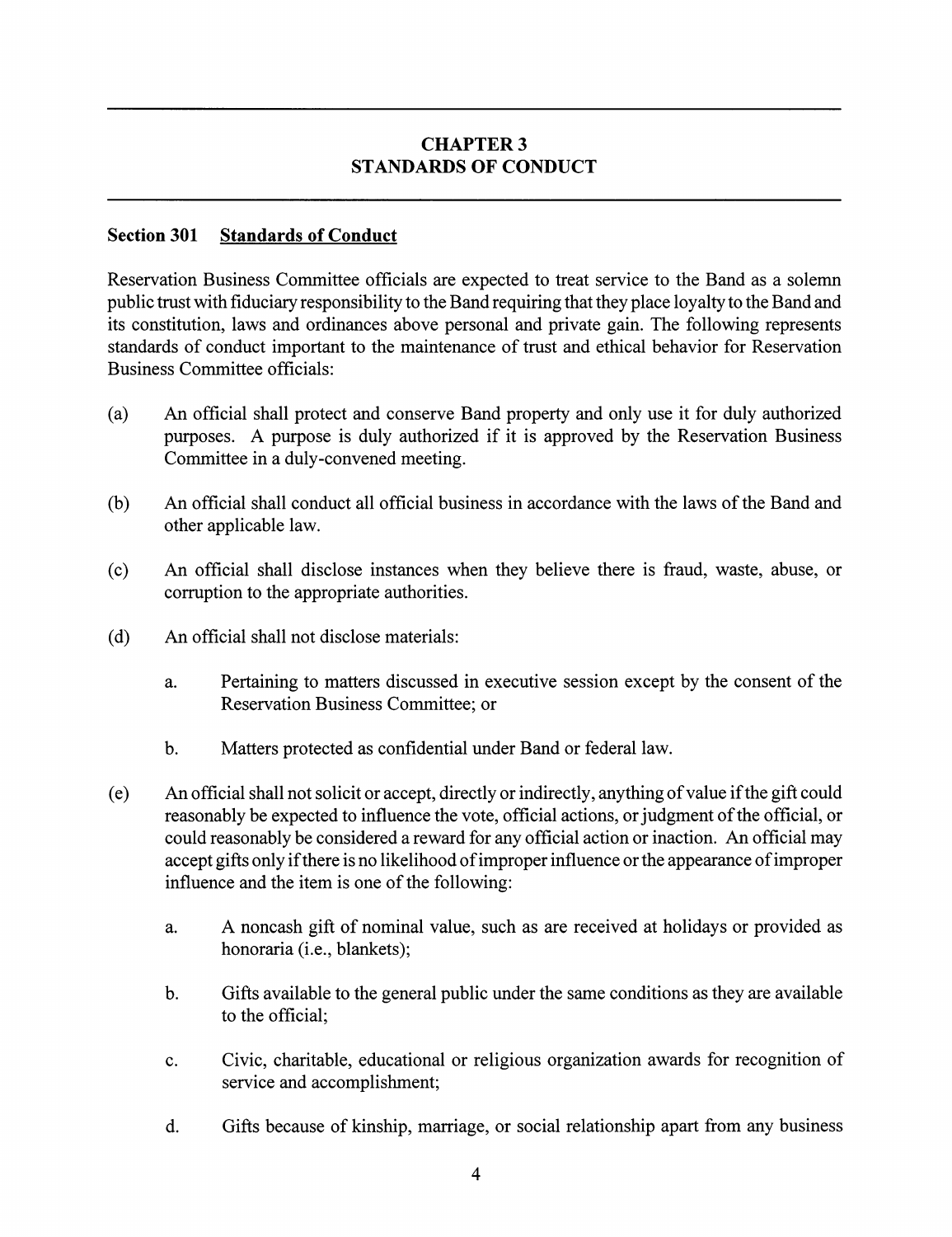# CHAPTER 3
# STANDARDS OF CONDUCT

## Section 301 Standards of Conduct

Reservation Business Committee officials are expected to treat service to the Band as a solemn public trust with fiduciary responsibility to the Band requiring that they place loyalty to the Band and its constitution, laws and ordinances above personal and private gain. The following represents standards of conduct important to the maintenance of trust and ethical behavior for Reservation Business Committee officials:

(a) An official shall protect and conserve Band property and only use it for duly authorized purposes. A purpose is duly authorized if it is approved by the Reservation Business Committee in a duly-convened meeting.

(b) An official shall conduct all official business in accordance with the laws of the Band and other applicable law.

(c) An official shall disclose instances when they believe there is fraud, waste, abuse, or corruption to the appropriate authorities.

(d) An official shall not disclose materials:

  a. Pertaining to matters discussed in executive session except by the consent of the Reservation Business Committee; or

  b. Matters protected as confidential under Band or federal law.

(e) An official shall not solicit or accept, directly or indirectly, anything of value if the gift could reasonably be expected to influence the vote, official actions, or judgment of the official, or could reasonably be considered a reward for any official action or inaction. An official may accept gifts only if there is no likelihood of improper influence or the appearance of improper influence and the item is one of the following:

  a. A noncash gift of nominal value, such as are received at holidays or provided as honoraria (i.e., blankets);

  b. Gifts available to the general public under the same conditions as they are available to the official;

  c. Civic, charitable, educational or religious organization awards for recognition of service and accomplishment;

  d. Gifts because of kinship, marriage, or social relationship apart from any business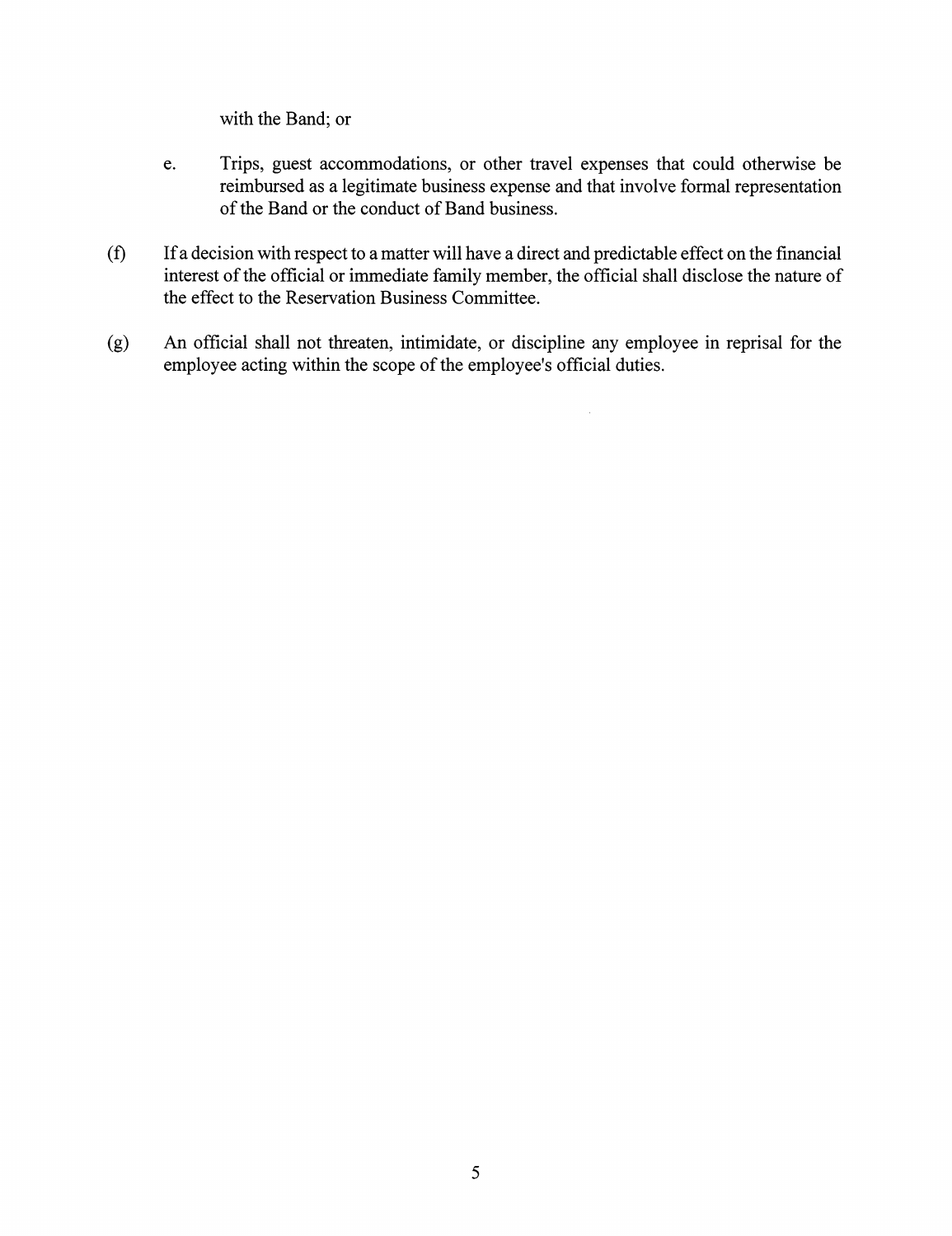with the Band; or

e. Trips, guest accommodations, or other travel expenses that could otherwise be reimbursed as a legitimate business expense and that involve formal representation of the Band or the conduct of Band business.

(f) If a decision with respect to a matter will have a direct and predictable effect on the financial interest of the official or immediate family member, the official shall disclose the nature of the effect to the Reservation Business Committee.

(g) An official shall not threaten, intimidate, or discipline any employee in reprisal for the employee acting within the scope of the employee's official duties.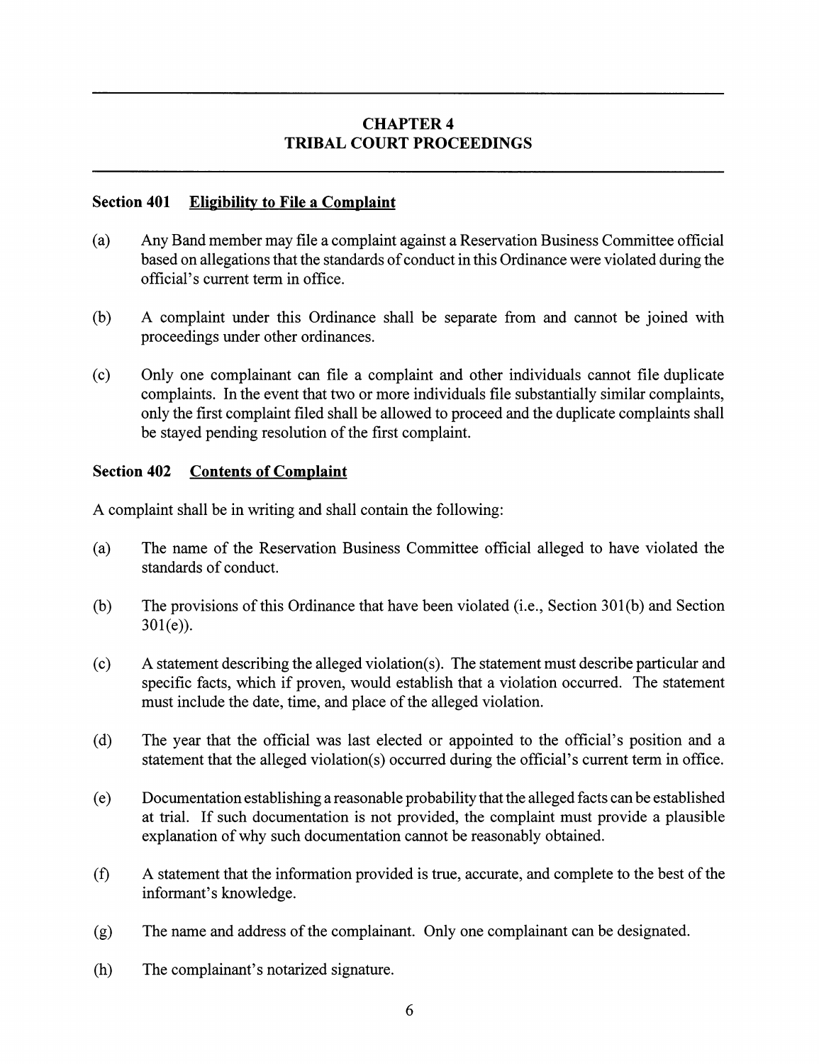## CHAPTER 4
## TRIBAL COURT PROCEEDINGS

### Section 401 Eligibility to File a Complaint

(a) Any Band member may file a complaint against a Reservation Business Committee official based on allegations that the standards of conduct in this Ordinance were violated during the official's current term in office.

(b) A complaint under this Ordinance shall be separate from and cannot be joined with proceedings under other ordinances.

(c) Only one complainant can file a complaint and other individuals cannot file duplicate complaints. In the event that two or more individuals file substantially similar complaints, only the first complaint filed shall be allowed to proceed and the duplicate complaints shall be stayed pending resolution of the first complaint.

### Section 402 Contents of Complaint

A complaint shall be in writing and shall contain the following:

(a) The name of the Reservation Business Committee official alleged to have violated the standards of conduct.

(b) The provisions of this Ordinance that have been violated (i.e., Section 301(b) and Section 301(e)).

(c) A statement describing the alleged violation(s). The statement must describe particular and specific facts, which if proven, would establish that a violation occurred. The statement must include the date, time, and place of the alleged violation.

(d) The year that the official was last elected or appointed to the official's position and a statement that the alleged violation(s) occurred during the official's current term in office.

(e) Documentation establishing a reasonable probability that the alleged facts can be established at trial. If such documentation is not provided, the complaint must provide a plausible explanation of why such documentation cannot be reasonably obtained.

(f) A statement that the information provided is true, accurate, and complete to the best of the informant's knowledge.

(g) The name and address of the complainant. Only one complainant can be designated.

(h) The complainant's notarized signature.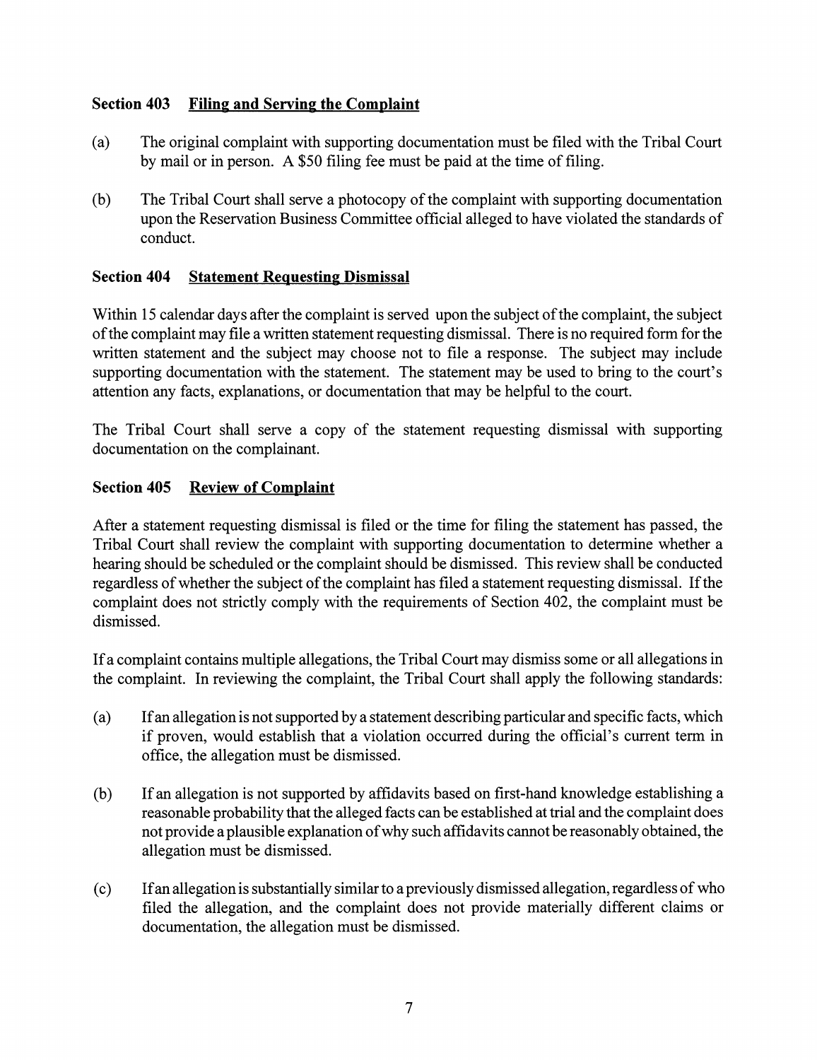### Section 403 <u>Filing and Serving the Complaint</u>

(a) The original complaint with supporting documentation must be filed with the Tribal Court by mail or in person. A $50 filing fee must be paid at the time of filing.

(b) The Tribal Court shall serve a photocopy of the complaint with supporting documentation upon the Reservation Business Committee official alleged to have violated the standards of conduct.

### Section 404 <u>Statement Requesting Dismissal</u>

Within 15 calendar days after the complaint is served upon the subject of the complaint, the subject of the complaint may file a written statement requesting dismissal. There is no required form for the written statement and the subject may choose not to file a response. The subject may include supporting documentation with the statement. The statement may be used to bring to the court's attention any facts, explanations, or documentation that may be helpful to the court.

The Tribal Court shall serve a copy of the statement requesting dismissal with supporting documentation on the complainant.

### Section 405 <u>Review of Complaint</u>

After a statement requesting dismissal is filed or the time for filing the statement has passed, the Tribal Court shall review the complaint with supporting documentation to determine whether a hearing should be scheduled or the complaint should be dismissed. This review shall be conducted regardless of whether the subject of the complaint has filed a statement requesting dismissal. If the complaint does not strictly comply with the requirements of Section 402, the complaint must be dismissed.

If a complaint contains multiple allegations, the Tribal Court may dismiss some or all allegations in the complaint. In reviewing the complaint, the Tribal Court shall apply the following standards:

(a) If an allegation is not supported by a statement describing particular and specific facts, which if proven, would establish that a violation occurred during the official's current term in office, the allegation must be dismissed.

(b) If an allegation is not supported by affidavits based on first-hand knowledge establishing a reasonable probability that the alleged facts can be established at trial and the complaint does not provide a plausible explanation of why such affidavits cannot be reasonably obtained, the allegation must be dismissed.

(c) If an allegation is substantially similar to a previously dismissed allegation, regardless of who filed the allegation, and the complaint does not provide materially different claims or documentation, the allegation must be dismissed.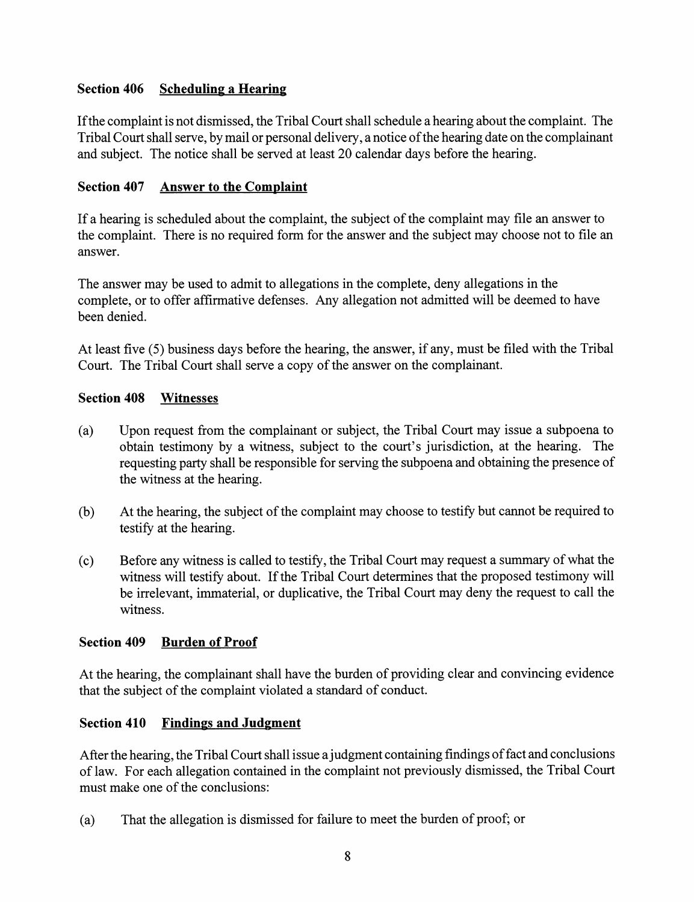### Section 406 Scheduling a Hearing

If the complaint is not dismissed, the Tribal Court shall schedule a hearing about the complaint. The Tribal Court shall serve, by mail or personal delivery, a notice of the hearing date on the complainant and subject. The notice shall be served at least 20 calendar days before the hearing.

### Section 407 Answer to the Complaint

If a hearing is scheduled about the complaint, the subject of the complaint may file an answer to the complaint. There is no required form for the answer and the subject may choose not to file an answer.

The answer may be used to admit to allegations in the complete, deny allegations in the complete, or to offer affirmative defenses. Any allegation not admitted will be deemed to have been denied.

At least five (5) business days before the hearing, the answer, if any, must be filed with the Tribal Court. The Tribal Court shall serve a copy of the answer on the complainant.

### Section 408 Witnesses

(a) Upon request from the complainant or subject, the Tribal Court may issue a subpoena to obtain testimony by a witness, subject to the court's jurisdiction, at the hearing. The requesting party shall be responsible for serving the subpoena and obtaining the presence of the witness at the hearing.

(b) At the hearing, the subject of the complaint may choose to testify but cannot be required to testify at the hearing.

(c) Before any witness is called to testify, the Tribal Court may request a summary of what the witness will testify about. If the Tribal Court determines that the proposed testimony will be irrelevant, immaterial, or duplicative, the Tribal Court may deny the request to call the witness.

### Section 409 Burden of Proof

At the hearing, the complainant shall have the burden of providing clear and convincing evidence that the subject of the complaint violated a standard of conduct.

### Section 410 Findings and Judgment

After the hearing, the Tribal Court shall issue a judgment containing findings of fact and conclusions of law. For each allegation contained in the complaint not previously dismissed, the Tribal Court must make one of the conclusions:

(a) That the allegation is dismissed for failure to meet the burden of proof; or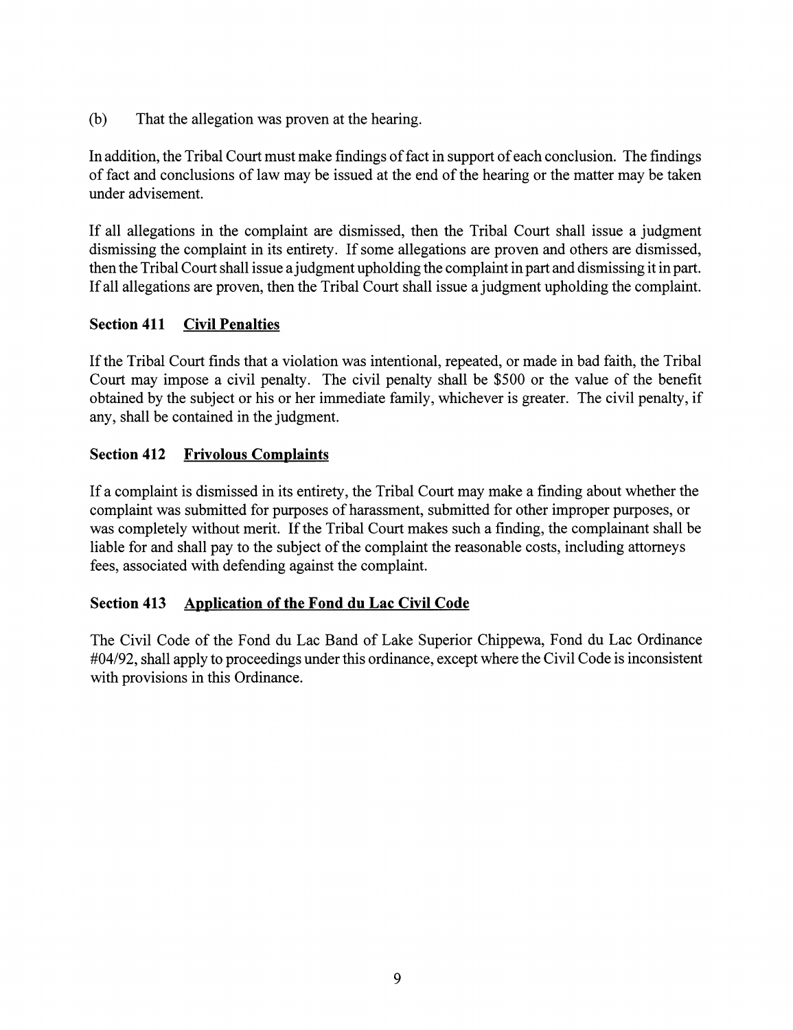(b) That the allegation was proven at the hearing.

In addition, the Tribal Court must make findings of fact in support of each conclusion. The findings of fact and conclusions of law may be issued at the end of the hearing or the matter may be taken under advisement.

If all allegations in the complaint are dismissed, then the Tribal Court shall issue a judgment dismissing the complaint in its entirety. If some allegations are proven and others are dismissed, then the Tribal Court shall issue a judgment upholding the complaint in part and dismissing it in part. If all allegations are proven, then the Tribal Court shall issue a judgment upholding the complaint.

### Section 411 Civil Penalties

If the Tribal Court finds that a violation was intentional, repeated, or made in bad faith, the Tribal Court may impose a civil penalty. The civil penalty shall be $500 or the value of the benefit obtained by the subject or his or her immediate family, whichever is greater. The civil penalty, if any, shall be contained in the judgment.

### Section 412 Frivolous Complaints

If a complaint is dismissed in its entirety, the Tribal Court may make a finding about whether the complaint was submitted for purposes of harassment, submitted for other improper purposes, or was completely without merit. If the Tribal Court makes such a finding, the complainant shall be liable for and shall pay to the subject of the complaint the reasonable costs, including attorneys fees, associated with defending against the complaint.

### Section 413 Application of the Fond du Lac Civil Code

The Civil Code of the Fond du Lac Band of Lake Superior Chippewa, Fond du Lac Ordinance #04/92, shall apply to proceedings under this ordinance, except where the Civil Code is inconsistent with provisions in this Ordinance.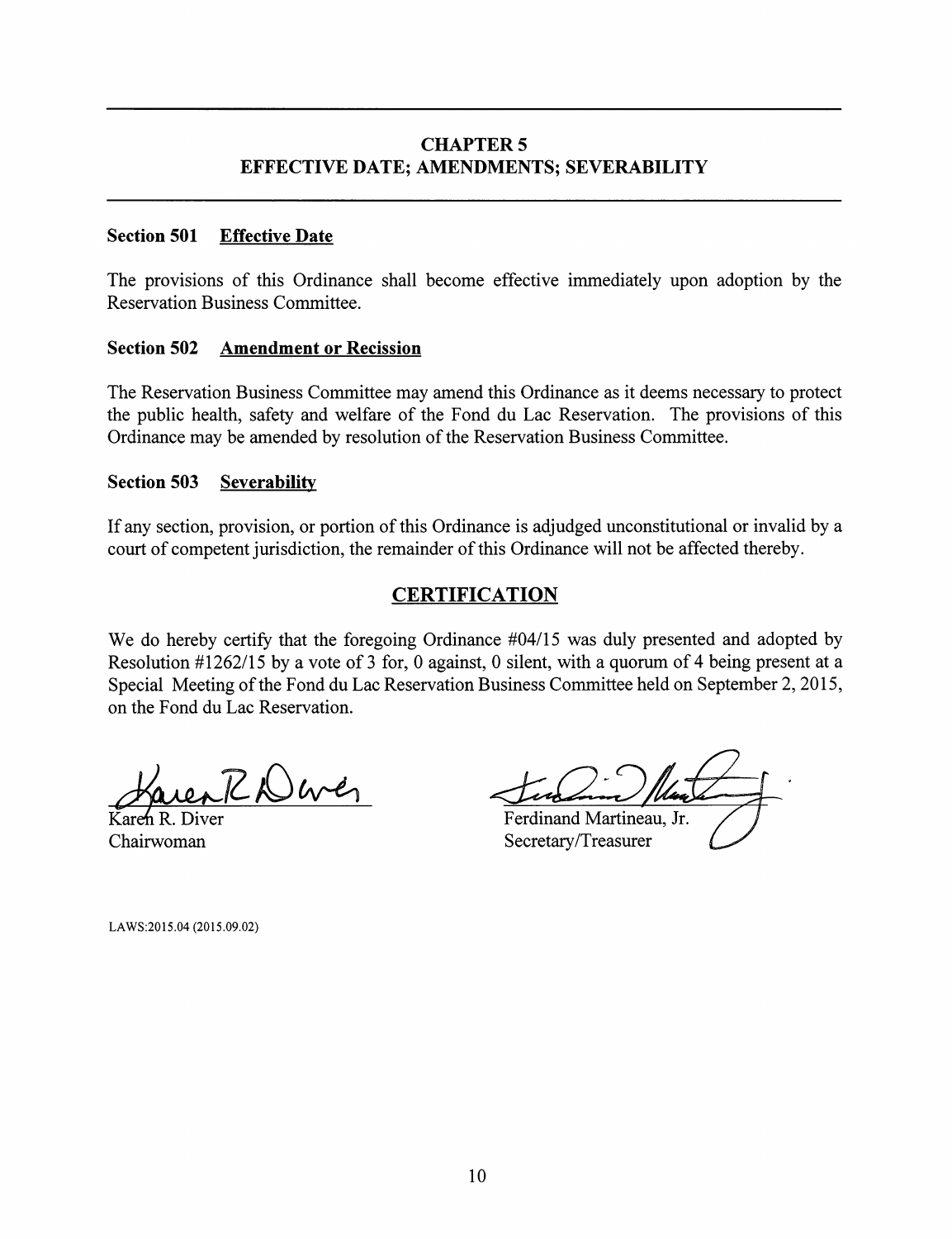## CHAPTER 5
## EFFECTIVE DATE; AMENDMENTS; SEVERABILITY

**Section 501 <u>Effective Date</u>**

The provisions of this Ordinance shall become effective immediately upon adoption by the Reservation Business Committee.

**Section 502 <u>Amendment or Recission</u>**

The Reservation Business Committee may amend this Ordinance as it deems necessary to protect the public health, safety and welfare of the Fond du Lac Reservation. The provisions of this Ordinance may be amended by resolution of the Reservation Business Committee.

**Section 503 <u>Severability</u>**

If any section, provision, or portion of this Ordinance is adjudged unconstitutional or invalid by a court of competent jurisdiction, the remainder of this Ordinance will not be affected thereby.

## CERTIFICATION

We do hereby certify that the foregoing Ordinance #04/15 was duly presented and adopted by Resolution #1262/15 by a vote of 3 for, 0 against, 0 silent, with a quorum of 4 being present at a Special Meeting of the Fond du Lac Reservation Business Committee held on September 2, 2015, on the Fond du Lac Reservation.

Karen R. Diver
Chairwoman

Ferdinand Martineau, Jr.
Secretary/Treasurer

LAWS:2015.04 (2015.09.02)